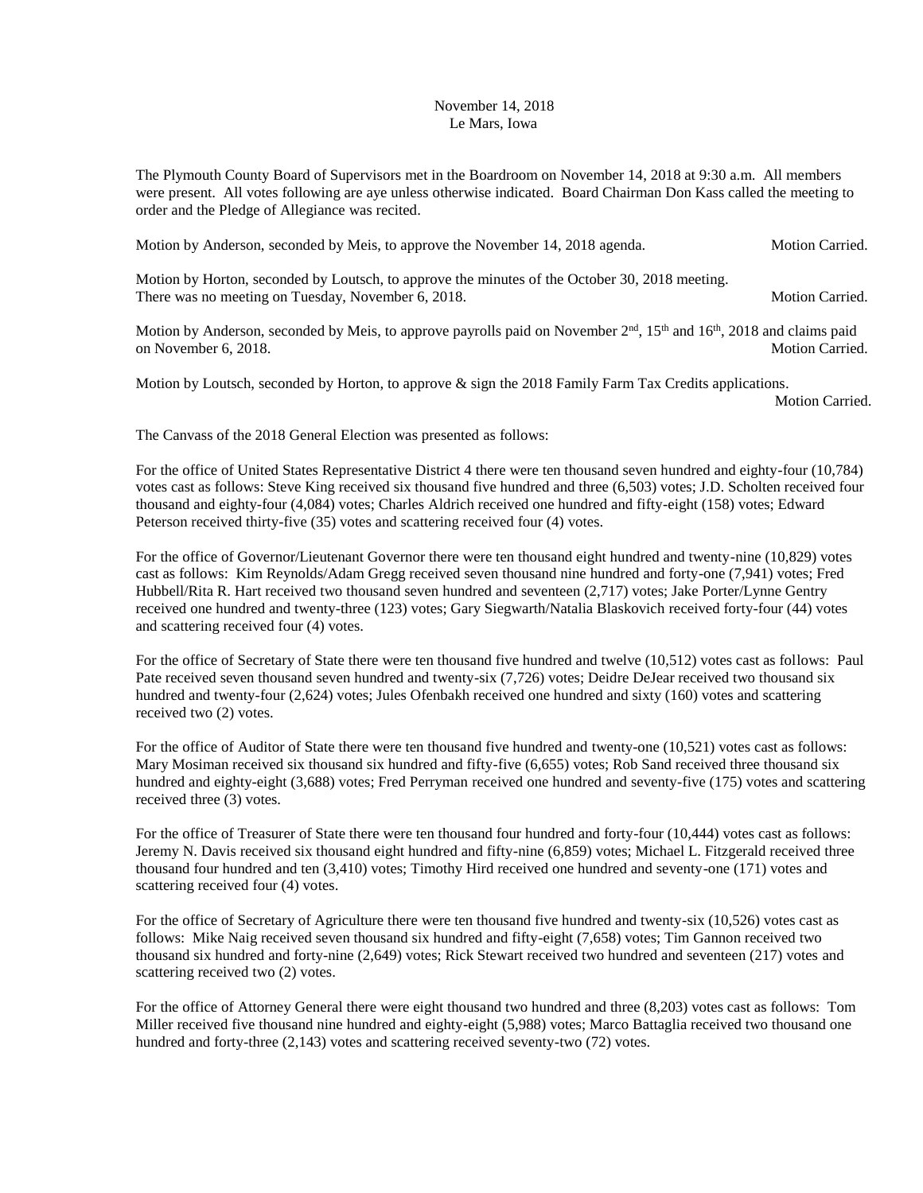November 14, 2018
Le Mars, Iowa

The Plymouth County Board of Supervisors met in the Boardroom on November 14, 2018 at 9:30 a.m. All members were present. All votes following are aye unless otherwise indicated. Board Chairman Don Kass called the meeting to order and the Pledge of Allegiance was recited.

Motion by Anderson, seconded by Meis, to approve the November 14, 2018 agenda. Motion Carried.

Motion by Horton, seconded by Loutsch, to approve the minutes of the October 30, 2018 meeting. There was no meeting on Tuesday, November 6, 2018. Motion Carried.

Motion by Anderson, seconded by Meis, to approve payrolls paid on November 2nd, 15th and 16th, 2018 and claims paid on November 6, 2018. Motion Carried.

Motion by Loutsch, seconded by Horton, to approve & sign the 2018 Family Farm Tax Credits applications. Motion Carried.

The Canvass of the 2018 General Election was presented as follows:

For the office of United States Representative District 4 there were ten thousand seven hundred and eighty-four (10,784) votes cast as follows: Steve King received six thousand five hundred and three (6,503) votes; J.D. Scholten received four thousand and eighty-four (4,084) votes; Charles Aldrich received one hundred and fifty-eight (158) votes; Edward Peterson received thirty-five (35) votes and scattering received four (4) votes.

For the office of Governor/Lieutenant Governor there were ten thousand eight hundred and twenty-nine (10,829) votes cast as follows: Kim Reynolds/Adam Gregg received seven thousand nine hundred and forty-one (7,941) votes; Fred Hubbell/Rita R. Hart received two thousand seven hundred and seventeen (2,717) votes; Jake Porter/Lynne Gentry received one hundred and twenty-three (123) votes; Gary Siegwarth/Natalia Blaskovich received forty-four (44) votes and scattering received four (4) votes.

For the office of Secretary of State there were ten thousand five hundred and twelve (10,512) votes cast as follows: Paul Pate received seven thousand seven hundred and twenty-six (7,726) votes; Deidre DeJear received two thousand six hundred and twenty-four (2,624) votes; Jules Ofenbakh received one hundred and sixty (160) votes and scattering received two (2) votes.

For the office of Auditor of State there were ten thousand five hundred and twenty-one (10,521) votes cast as follows: Mary Mosiman received six thousand six hundred and fifty-five (6,655) votes; Rob Sand received three thousand six hundred and eighty-eight (3,688) votes; Fred Perryman received one hundred and seventy-five (175) votes and scattering received three (3) votes.

For the office of Treasurer of State there were ten thousand four hundred and forty-four (10,444) votes cast as follows: Jeremy N. Davis received six thousand eight hundred and fifty-nine (6,859) votes; Michael L. Fitzgerald received three thousand four hundred and ten (3,410) votes; Timothy Hird received one hundred and seventy-one (171) votes and scattering received four (4) votes.

For the office of Secretary of Agriculture there were ten thousand five hundred and twenty-six (10,526) votes cast as follows: Mike Naig received seven thousand six hundred and fifty-eight (7,658) votes; Tim Gannon received two thousand six hundred and forty-nine (2,649) votes; Rick Stewart received two hundred and seventeen (217) votes and scattering received two (2) votes.

For the office of Attorney General there were eight thousand two hundred and three (8,203) votes cast as follows: Tom Miller received five thousand nine hundred and eighty-eight (5,988) votes; Marco Battaglia received two thousand one hundred and forty-three (2,143) votes and scattering received seventy-two (72) votes.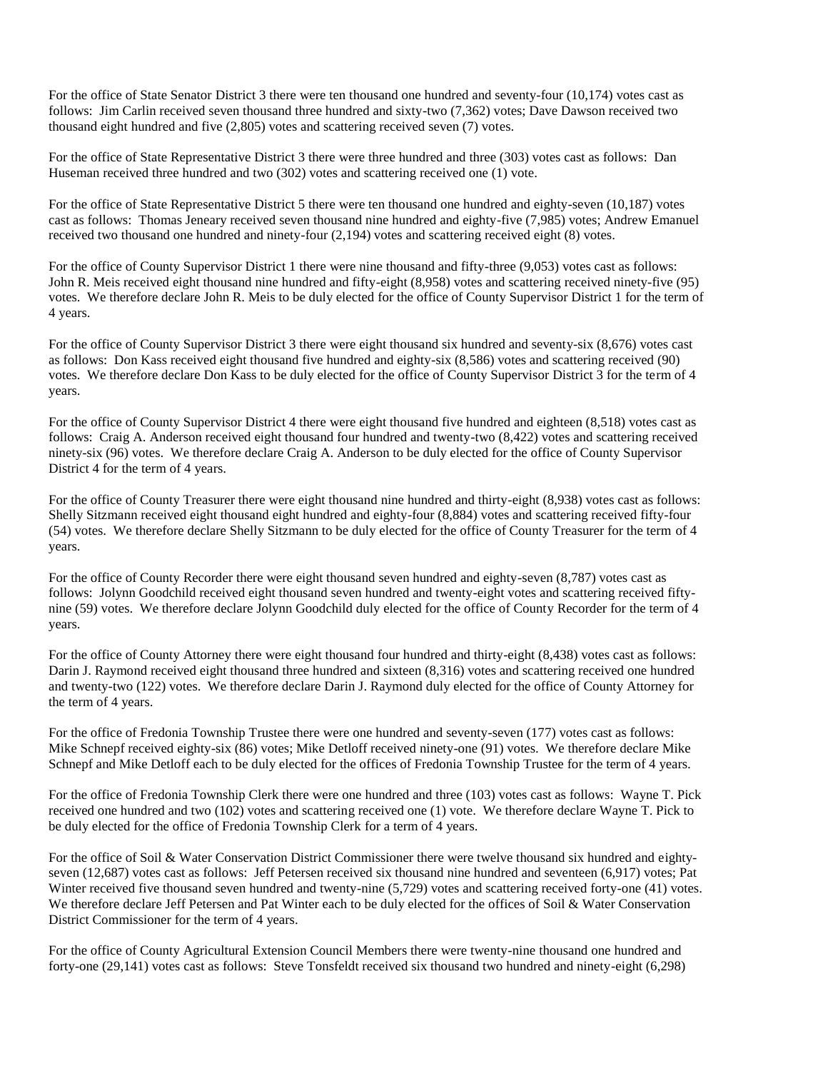For the office of State Senator District 3 there were ten thousand one hundred and seventy-four (10,174) votes cast as follows: Jim Carlin received seven thousand three hundred and sixty-two (7,362) votes; Dave Dawson received two thousand eight hundred and five (2,805) votes and scattering received seven (7) votes.

For the office of State Representative District 3 there were three hundred and three (303) votes cast as follows: Dan Huseman received three hundred and two (302) votes and scattering received one (1) vote.

For the office of State Representative District 5 there were ten thousand one hundred and eighty-seven (10,187) votes cast as follows: Thomas Jeneary received seven thousand nine hundred and eighty-five (7,985) votes; Andrew Emanuel received two thousand one hundred and ninety-four (2,194) votes and scattering received eight (8) votes.

For the office of County Supervisor District 1 there were nine thousand and fifty-three (9,053) votes cast as follows: John R. Meis received eight thousand nine hundred and fifty-eight (8,958) votes and scattering received ninety-five (95) votes. We therefore declare John R. Meis to be duly elected for the office of County Supervisor District 1 for the term of 4 years.

For the office of County Supervisor District 3 there were eight thousand six hundred and seventy-six (8,676) votes cast as follows: Don Kass received eight thousand five hundred and eighty-six (8,586) votes and scattering received (90) votes. We therefore declare Don Kass to be duly elected for the office of County Supervisor District 3 for the term of 4 years.

For the office of County Supervisor District 4 there were eight thousand five hundred and eighteen (8,518) votes cast as follows: Craig A. Anderson received eight thousand four hundred and twenty-two (8,422) votes and scattering received ninety-six (96) votes. We therefore declare Craig A. Anderson to be duly elected for the office of County Supervisor District 4 for the term of 4 years.

For the office of County Treasurer there were eight thousand nine hundred and thirty-eight (8,938) votes cast as follows: Shelly Sitzmann received eight thousand eight hundred and eighty-four (8,884) votes and scattering received fifty-four (54) votes. We therefore declare Shelly Sitzmann to be duly elected for the office of County Treasurer for the term of 4 years.

For the office of County Recorder there were eight thousand seven hundred and eighty-seven (8,787) votes cast as follows: Jolynn Goodchild received eight thousand seven hundred and twenty-eight votes and scattering received fifty-nine (59) votes. We therefore declare Jolynn Goodchild duly elected for the office of County Recorder for the term of 4 years.

For the office of County Attorney there were eight thousand four hundred and thirty-eight (8,438) votes cast as follows: Darin J. Raymond received eight thousand three hundred and sixteen (8,316) votes and scattering received one hundred and twenty-two (122) votes. We therefore declare Darin J. Raymond duly elected for the office of County Attorney for the term of 4 years.

For the office of Fredonia Township Trustee there were one hundred and seventy-seven (177) votes cast as follows: Mike Schnepf received eighty-six (86) votes; Mike Detloff received ninety-one (91) votes. We therefore declare Mike Schnepf and Mike Detloff each to be duly elected for the offices of Fredonia Township Trustee for the term of 4 years.

For the office of Fredonia Township Clerk there were one hundred and three (103) votes cast as follows: Wayne T. Pick received one hundred and two (102) votes and scattering received one (1) vote. We therefore declare Wayne T. Pick to be duly elected for the office of Fredonia Township Clerk for a term of 4 years.

For the office of Soil & Water Conservation District Commissioner there were twelve thousand six hundred and eighty-seven (12,687) votes cast as follows: Jeff Petersen received six thousand nine hundred and seventeen (6,917) votes; Pat Winter received five thousand seven hundred and twenty-nine (5,729) votes and scattering received forty-one (41) votes. We therefore declare Jeff Petersen and Pat Winter each to be duly elected for the offices of Soil & Water Conservation District Commissioner for the term of 4 years.

For the office of County Agricultural Extension Council Members there were twenty-nine thousand one hundred and forty-one (29,141) votes cast as follows: Steve Tonsfeldt received six thousand two hundred and ninety-eight (6,298)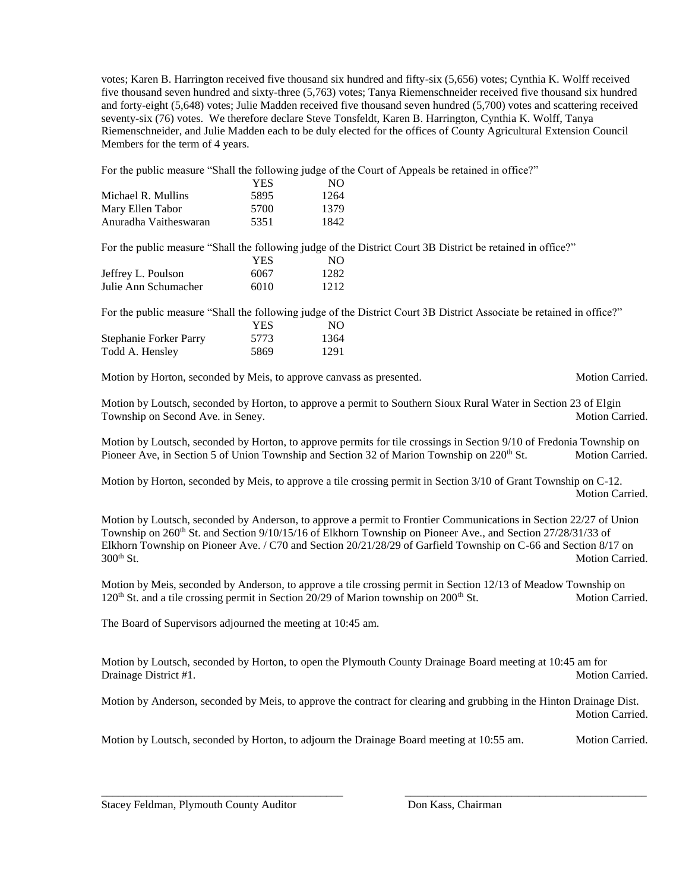votes; Karen B. Harrington received five thousand six hundred and fifty-six (5,656) votes; Cynthia K. Wolff received five thousand seven hundred and sixty-three (5,763) votes; Tanya Riemenschneider received five thousand six hundred and forty-eight (5,648) votes; Julie Madden received five thousand seven hundred (5,700) votes and scattering received seventy-six (76) votes. We therefore declare Steve Tonsfeldt, Karen B. Harrington, Cynthia K. Wolff, Tanya Riemenschneider, and Julie Madden each to be duly elected for the offices of County Agricultural Extension Council Members for the term of 4 years.

For the public measure "Shall the following judge of the Court of Appeals be retained in office?"

| | YES | NO |
|---|---|---|
| Michael R. Mullins | 5895 | 1264 |
| Mary Ellen Tabor | 5700 | 1379 |
| Anuradha Vaitheswaran | 5351 | 1842 |

For the public measure "Shall the following judge of the District Court 3B District be retained in office?"

| | YES | NO |
|---|---|---|
| Jeffrey L. Poulson | 6067 | 1282 |
| Julie Ann Schumacher | 6010 | 1212 |

For the public measure "Shall the following judge of the District Court 3B District Associate be retained in office?"

| | YES | NO |
|---|---|---|
| Stephanie Forker Parry | 5773 | 1364 |
| Todd A. Hensley | 5869 | 1291 |

Motion by Horton, seconded by Meis, to approve canvass as presented. Motion Carried.

Motion by Loutsch, seconded by Horton, to approve a permit to Southern Sioux Rural Water in Section 23 of Elgin Township on Second Ave. in Seney. Motion Carried.

Motion by Loutsch, seconded by Horton, to approve permits for tile crossings in Section 9/10 of Fredonia Township on Pioneer Ave, in Section 5 of Union Township and Section 32 of Marion Township on 220th St. Motion Carried.

Motion by Horton, seconded by Meis, to approve a tile crossing permit in Section 3/10 of Grant Township on C-12. Motion Carried.

Motion by Loutsch, seconded by Anderson, to approve a permit to Frontier Communications in Section 22/27 of Union Township on 260th St. and Section 9/10/15/16 of Elkhorn Township on Pioneer Ave., and Section 27/28/31/33 of Elkhorn Township on Pioneer Ave. / C70 and Section 20/21/28/29 of Garfield Township on C-66 and Section 8/17 on 300th St. Motion Carried.

Motion by Meis, seconded by Anderson, to approve a tile crossing permit in Section 12/13 of Meadow Township on 120th St. and a tile crossing permit in Section 20/29 of Marion township on 200th St. Motion Carried.

The Board of Supervisors adjourned the meeting at 10:45 am.

Motion by Loutsch, seconded by Horton, to open the Plymouth County Drainage Board meeting at 10:45 am for Drainage District #1. Motion Carried.

Motion by Anderson, seconded by Meis, to approve the contract for clearing and grubbing in the Hinton Drainage Dist. Motion Carried.

Motion by Loutsch, seconded by Horton, to adjourn the Drainage Board meeting at 10:55 am. Motion Carried.

\_\_\_\_\_\_\_\_\_\_\_\_\_\_\_\_\_\_\_\_\_\_\_\_\_\_\_\_\_\_\_\_\_\_\_\_\_\_\_\_\_\_\_\_ \_\_\_\_\_\_\_\_\_\_\_\_\_\_\_\_\_\_\_\_\_\_\_\_\_\_\_\_\_\_\_\_\_\_\_\_\_\_\_\_\_\_\_\_

Stacey Feldman, Plymouth County Auditor Don Kass, Chairman